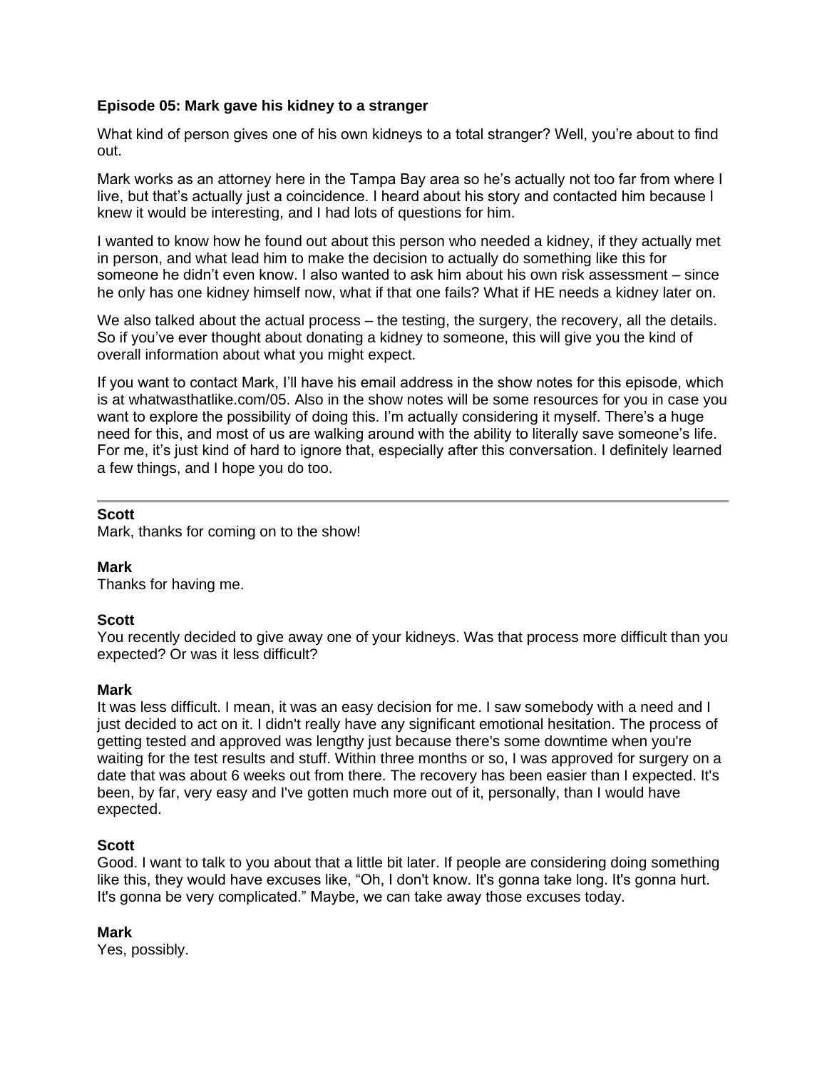### Episode 05: Mark gave his kidney to a stranger

What kind of person gives one of his own kidneys to a total stranger? Well, you're about to find out.

Mark works as an attorney here in the Tampa Bay area so he's actually not too far from where I live, but that's actually just a coincidence. I heard about his story and contacted him because I knew it would be interesting, and I had lots of questions for him.

I wanted to know how he found out about this person who needed a kidney, if they actually met in person, and what lead him to make the decision to actually do something like this for someone he didn't even know. I also wanted to ask him about his own risk assessment – since he only has one kidney himself now, what if that one fails? What if HE needs a kidney later on.

We also talked about the actual process – the testing, the surgery, the recovery, all the details. So if you've ever thought about donating a kidney to someone, this will give you the kind of overall information about what you might expect.

If you want to contact Mark, I'll have his email address in the show notes for this episode, which is at whatwasthatlike.com/05. Also in the show notes will be some resources for you in case you want to explore the possibility of doing this. I'm actually considering it myself. There's a huge need for this, and most of us are walking around with the ability to literally save someone's life. For me, it's just kind of hard to ignore that, especially after this conversation. I definitely learned a few things, and I hope you do too.

---

**Scott**
Mark, thanks for coming on to the show!

**Mark**
Thanks for having me.

**Scott**
You recently decided to give away one of your kidneys. Was that process more difficult than you expected? Or was it less difficult?

**Mark**
It was less difficult. I mean, it was an easy decision for me. I saw somebody with a need and I just decided to act on it. I didn't really have any significant emotional hesitation. The process of getting tested and approved was lengthy just because there's some downtime when you're waiting for the test results and stuff. Within three months or so, I was approved for surgery on a date that was about 6 weeks out from there. The recovery has been easier than I expected. It's been, by far, very easy and I've gotten much more out of it, personally, than I would have expected.

**Scott**
Good. I want to talk to you about that a little bit later. If people are considering doing something like this, they would have excuses like, "Oh, I don't know. It's gonna take long. It's gonna hurt. It's gonna be very complicated." Maybe, we can take away those excuses today.

**Mark**
Yes, possibly.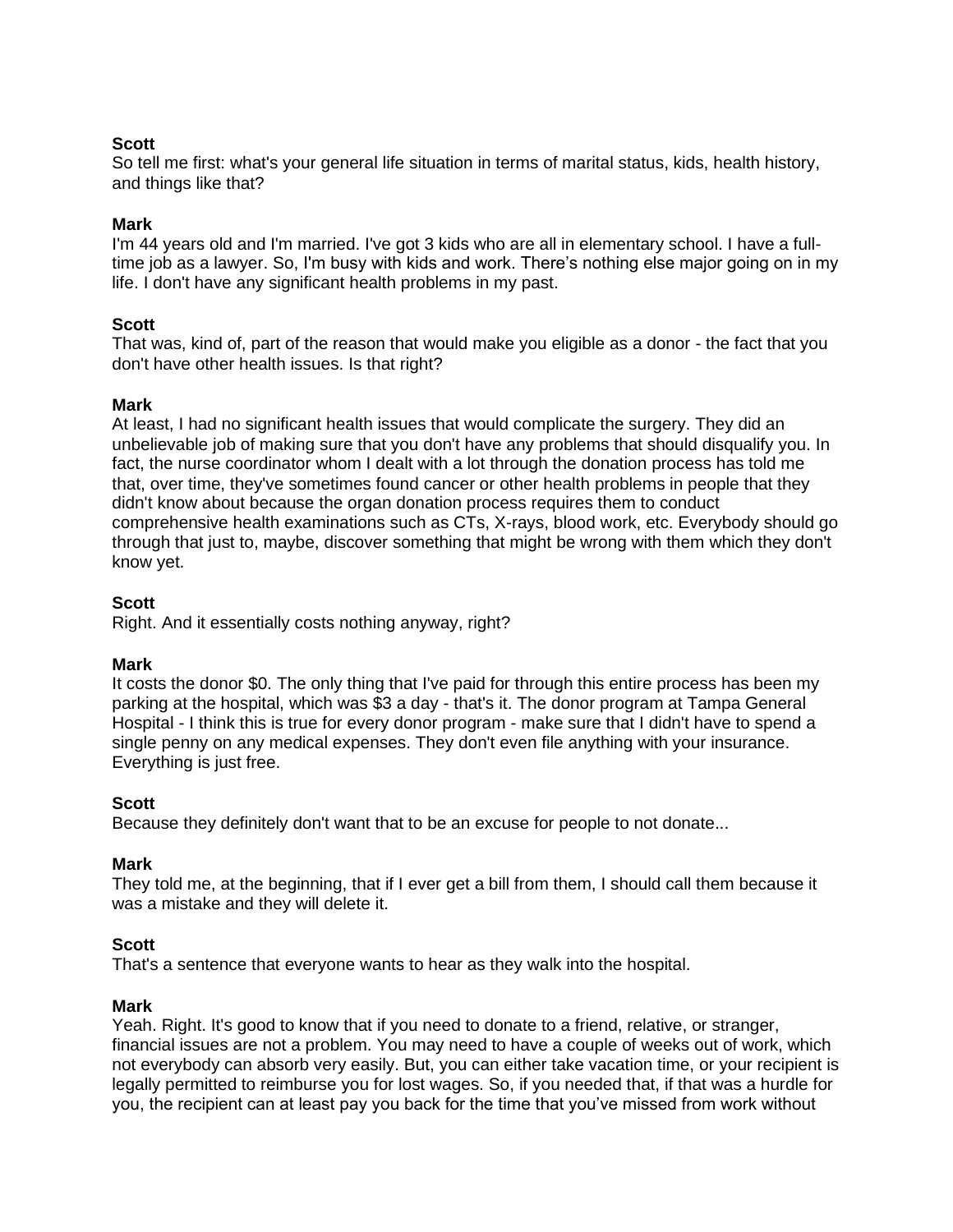**Scott**
So tell me first: what's your general life situation in terms of marital status, kids, health history, and things like that?

**Mark**
I'm 44 years old and I'm married. I've got 3 kids who are all in elementary school. I have a full-time job as a lawyer. So, I'm busy with kids and work. There's nothing else major going on in my life. I don't have any significant health problems in my past.

**Scott**
That was, kind of, part of the reason that would make you eligible as a donor - the fact that you don't have other health issues. Is that right?

**Mark**
At least, I had no significant health issues that would complicate the surgery. They did an unbelievable job of making sure that you don't have any problems that should disqualify you. In fact, the nurse coordinator whom I dealt with a lot through the donation process has told me that, over time, they've sometimes found cancer or other health problems in people that they didn't know about because the organ donation process requires them to conduct comprehensive health examinations such as CTs, X-rays, blood work, etc. Everybody should go through that just to, maybe, discover something that might be wrong with them which they don't know yet.

**Scott**
Right. And it essentially costs nothing anyway, right?

**Mark**
It costs the donor $0. The only thing that I've paid for through this entire process has been my parking at the hospital, which was $3 a day - that's it. The donor program at Tampa General Hospital - I think this is true for every donor program - make sure that I didn't have to spend a single penny on any medical expenses. They don't even file anything with your insurance. Everything is just free.

**Scott**
Because they definitely don't want that to be an excuse for people to not donate...

**Mark**
They told me, at the beginning, that if I ever get a bill from them, I should call them because it was a mistake and they will delete it.

**Scott**
That's a sentence that everyone wants to hear as they walk into the hospital.

**Mark**
Yeah. Right. It's good to know that if you need to donate to a friend, relative, or stranger, financial issues are not a problem. You may need to have a couple of weeks out of work, which not everybody can absorb very easily. But, you can either take vacation time, or your recipient is legally permitted to reimburse you for lost wages. So, if you needed that, if that was a hurdle for you, the recipient can at least pay you back for the time that you've missed from work without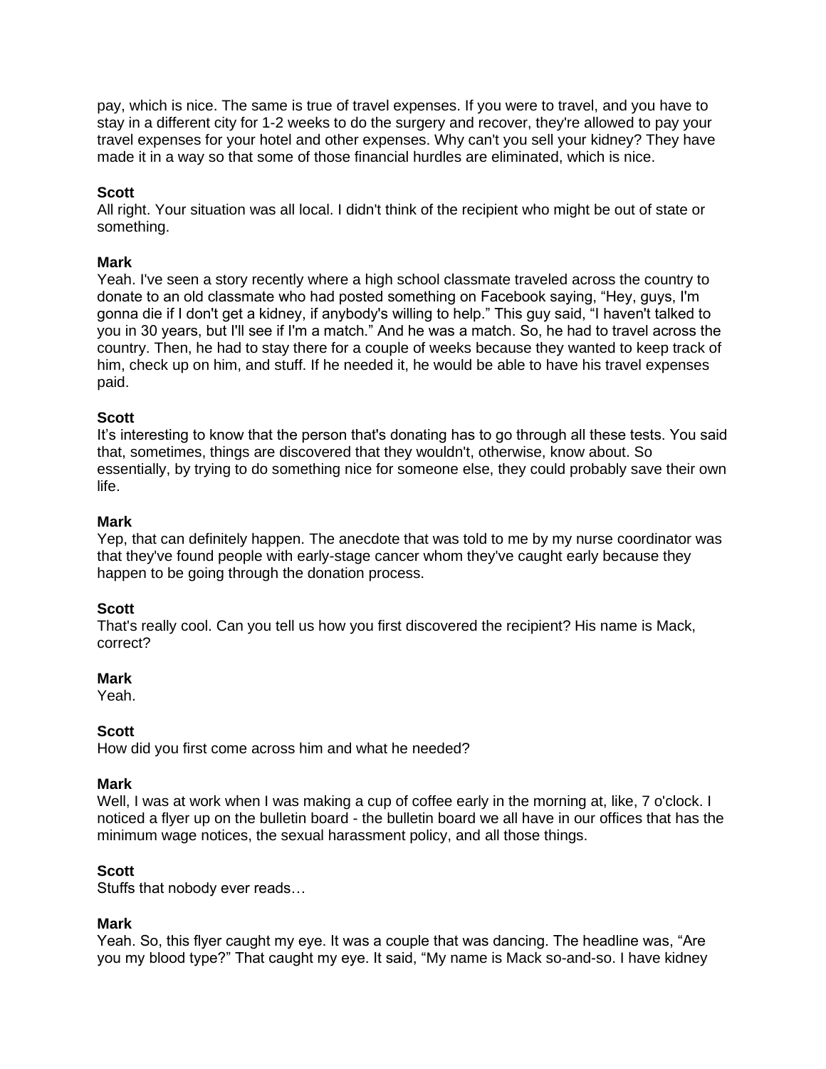pay, which is nice. The same is true of travel expenses. If you were to travel, and you have to stay in a different city for 1-2 weeks to do the surgery and recover, they're allowed to pay your travel expenses for your hotel and other expenses. Why can't you sell your kidney? They have made it in a way so that some of those financial hurdles are eliminated, which is nice.

**Scott**
All right. Your situation was all local. I didn't think of the recipient who might be out of state or something.

**Mark**
Yeah. I've seen a story recently where a high school classmate traveled across the country to donate to an old classmate who had posted something on Facebook saying, "Hey, guys, I'm gonna die if I don't get a kidney, if anybody's willing to help." This guy said, "I haven't talked to you in 30 years, but I'll see if I'm a match." And he was a match. So, he had to travel across the country. Then, he had to stay there for a couple of weeks because they wanted to keep track of him, check up on him, and stuff. If he needed it, he would be able to have his travel expenses paid.

**Scott**
It's interesting to know that the person that's donating has to go through all these tests. You said that, sometimes, things are discovered that they wouldn't, otherwise, know about. So essentially, by trying to do something nice for someone else, they could probably save their own life.

**Mark**
Yep, that can definitely happen. The anecdote that was told to me by my nurse coordinator was that they've found people with early-stage cancer whom they've caught early because they happen to be going through the donation process.

**Scott**
That's really cool. Can you tell us how you first discovered the recipient? His name is Mack, correct?

**Mark**
Yeah.

**Scott**
How did you first come across him and what he needed?

**Mark**
Well, I was at work when I was making a cup of coffee early in the morning at, like, 7 o'clock. I noticed a flyer up on the bulletin board - the bulletin board we all have in our offices that has the minimum wage notices, the sexual harassment policy, and all those things.

**Scott**
Stuffs that nobody ever reads…

**Mark**
Yeah. So, this flyer caught my eye. It was a couple that was dancing. The headline was, "Are you my blood type?" That caught my eye. It said, "My name is Mack so-and-so. I have kidney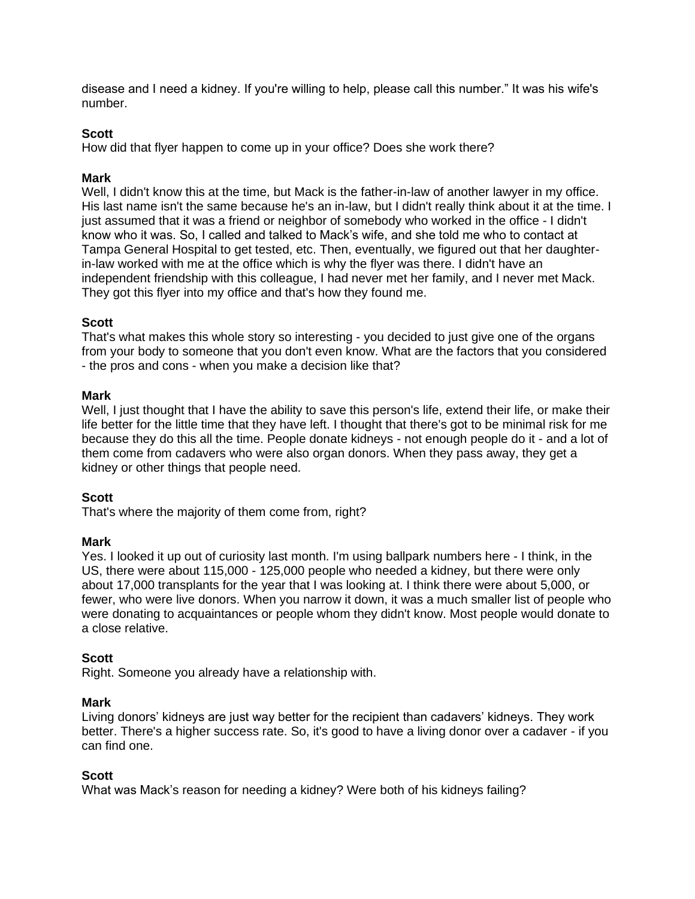disease and I need a kidney. If you're willing to help, please call this number." It was his wife's number.

**Scott**
How did that flyer happen to come up in your office? Does she work there?

**Mark**
Well, I didn't know this at the time, but Mack is the father-in-law of another lawyer in my office. His last name isn't the same because he's an in-law, but I didn't really think about it at the time. I just assumed that it was a friend or neighbor of somebody who worked in the office - I didn't know who it was. So, I called and talked to Mack's wife, and she told me who to contact at Tampa General Hospital to get tested, etc. Then, eventually, we figured out that her daughter-in-law worked with me at the office which is why the flyer was there. I didn't have an independent friendship with this colleague, I had never met her family, and I never met Mack. They got this flyer into my office and that's how they found me.

**Scott**
That's what makes this whole story so interesting - you decided to just give one of the organs from your body to someone that you don't even know. What are the factors that you considered - the pros and cons - when you make a decision like that?

**Mark**
Well, I just thought that I have the ability to save this person's life, extend their life, or make their life better for the little time that they have left. I thought that there's got to be minimal risk for me because they do this all the time. People donate kidneys - not enough people do it - and a lot of them come from cadavers who were also organ donors. When they pass away, they get a kidney or other things that people need.

**Scott**
That's where the majority of them come from, right?

**Mark**
Yes. I looked it up out of curiosity last month. I'm using ballpark numbers here - I think, in the US, there were about 115,000 - 125,000 people who needed a kidney, but there were only about 17,000 transplants for the year that I was looking at. I think there were about 5,000, or fewer, who were live donors. When you narrow it down, it was a much smaller list of people who were donating to acquaintances or people whom they didn't know. Most people would donate to a close relative.

**Scott**
Right. Someone you already have a relationship with.

**Mark**
Living donors' kidneys are just way better for the recipient than cadavers' kidneys. They work better. There's a higher success rate. So, it's good to have a living donor over a cadaver - if you can find one.

**Scott**
What was Mack's reason for needing a kidney? Were both of his kidneys failing?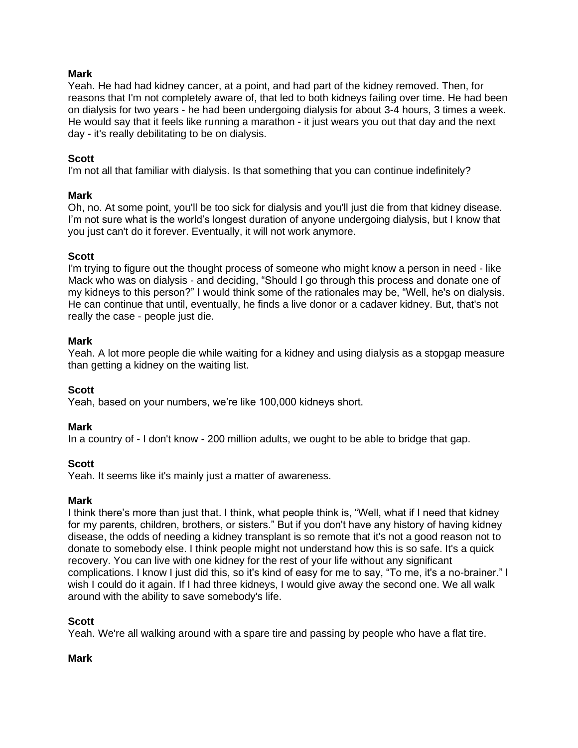**Mark**
Yeah. He had had kidney cancer, at a point, and had part of the kidney removed. Then, for reasons that I'm not completely aware of, that led to both kidneys failing over time. He had been on dialysis for two years - he had been undergoing dialysis for about 3-4 hours, 3 times a week. He would say that it feels like running a marathon - it just wears you out that day and the next day - it's really debilitating to be on dialysis.

**Scott**
I'm not all that familiar with dialysis. Is that something that you can continue indefinitely?

**Mark**
Oh, no. At some point, you'll be too sick for dialysis and you'll just die from that kidney disease. I'm not sure what is the world's longest duration of anyone undergoing dialysis, but I know that you just can't do it forever. Eventually, it will not work anymore.

**Scott**
I'm trying to figure out the thought process of someone who might know a person in need - like Mack who was on dialysis - and deciding, "Should I go through this process and donate one of my kidneys to this person?" I would think some of the rationales may be, "Well, he's on dialysis. He can continue that until, eventually, he finds a live donor or a cadaver kidney. But, that's not really the case - people just die.

**Mark**
Yeah. A lot more people die while waiting for a kidney and using dialysis as a stopgap measure than getting a kidney on the waiting list.

**Scott**
Yeah, based on your numbers, we're like 100,000 kidneys short.

**Mark**
In a country of - I don't know - 200 million adults, we ought to be able to bridge that gap.

**Scott**
Yeah. It seems like it's mainly just a matter of awareness.

**Mark**
I think there's more than just that. I think, what people think is, "Well, what if I need that kidney for my parents, children, brothers, or sisters." But if you don't have any history of having kidney disease, the odds of needing a kidney transplant is so remote that it's not a good reason not to donate to somebody else. I think people might not understand how this is so safe. It's a quick recovery. You can live with one kidney for the rest of your life without any significant complications. I know I just did this, so it's kind of easy for me to say, "To me, it's a no-brainer." I wish I could do it again. If I had three kidneys, I would give away the second one. We all walk around with the ability to save somebody's life.

**Scott**
Yeah. We're all walking around with a spare tire and passing by people who have a flat tire.

**Mark**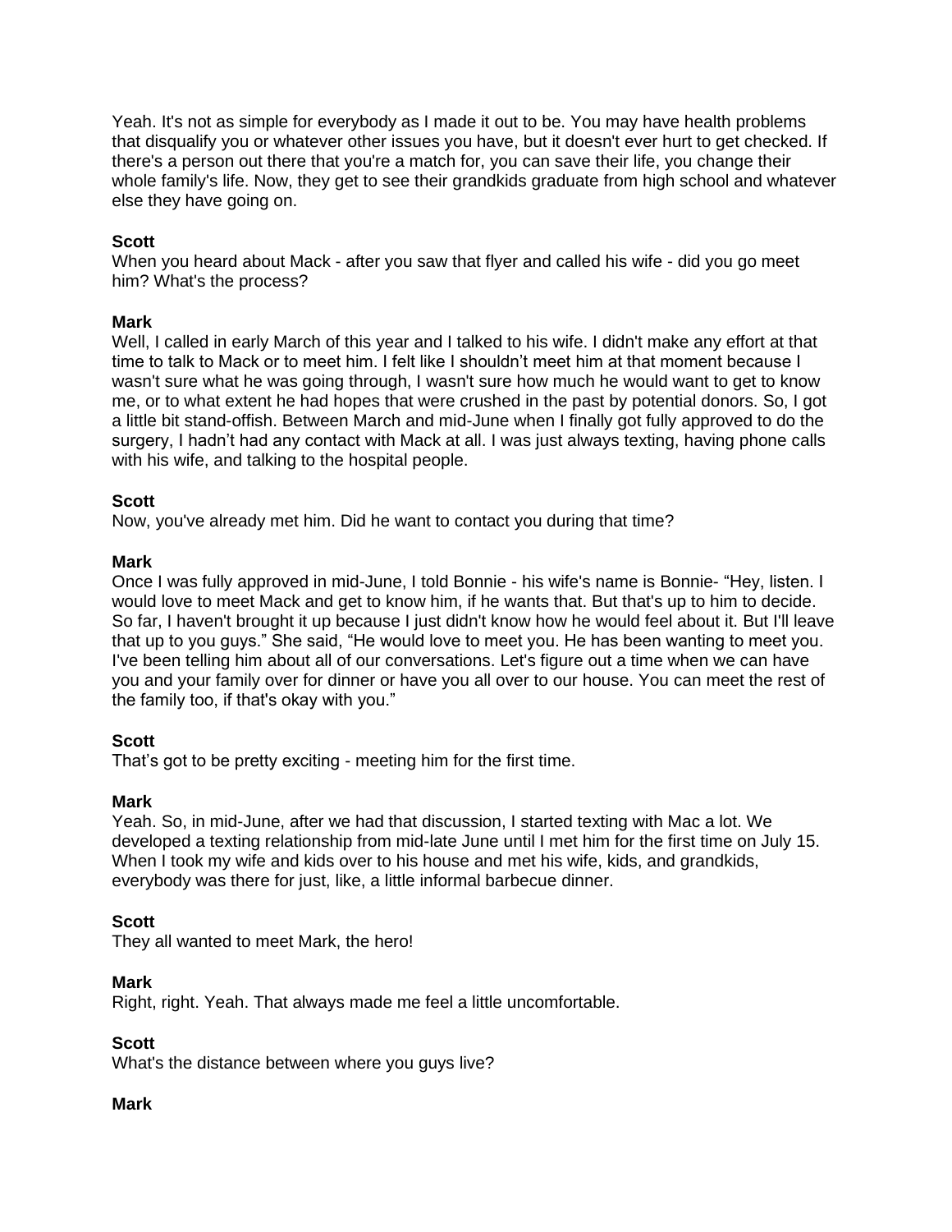Yeah. It's not as simple for everybody as I made it out to be. You may have health problems that disqualify you or whatever other issues you have, but it doesn't ever hurt to get checked. If there's a person out there that you're a match for, you can save their life, you change their whole family's life. Now, they get to see their grandkids graduate from high school and whatever else they have going on.

**Scott**
When you heard about Mack - after you saw that flyer and called his wife - did you go meet him? What's the process?

**Mark**
Well, I called in early March of this year and I talked to his wife. I didn't make any effort at that time to talk to Mack or to meet him. I felt like I shouldn't meet him at that moment because I wasn't sure what he was going through, I wasn't sure how much he would want to get to know me, or to what extent he had hopes that were crushed in the past by potential donors. So, I got a little bit stand-offish. Between March and mid-June when I finally got fully approved to do the surgery, I hadn't had any contact with Mack at all. I was just always texting, having phone calls with his wife, and talking to the hospital people.

**Scott**
Now, you've already met him. Did he want to contact you during that time?

**Mark**
Once I was fully approved in mid-June, I told Bonnie - his wife's name is Bonnie- "Hey, listen. I would love to meet Mack and get to know him, if he wants that. But that's up to him to decide. So far, I haven't brought it up because I just didn't know how he would feel about it. But I'll leave that up to you guys." She said, "He would love to meet you. He has been wanting to meet you. I've been telling him about all of our conversations. Let's figure out a time when we can have you and your family over for dinner or have you all over to our house. You can meet the rest of the family too, if that's okay with you."

**Scott**
That's got to be pretty exciting - meeting him for the first time.

**Mark**
Yeah. So, in mid-June, after we had that discussion, I started texting with Mac a lot. We developed a texting relationship from mid-late June until I met him for the first time on July 15. When I took my wife and kids over to his house and met his wife, kids, and grandkids, everybody was there for just, like, a little informal barbecue dinner.

**Scott**
They all wanted to meet Mark, the hero!

**Mark**
Right, right. Yeah. That always made me feel a little uncomfortable.

**Scott**
What's the distance between where you guys live?

**Mark**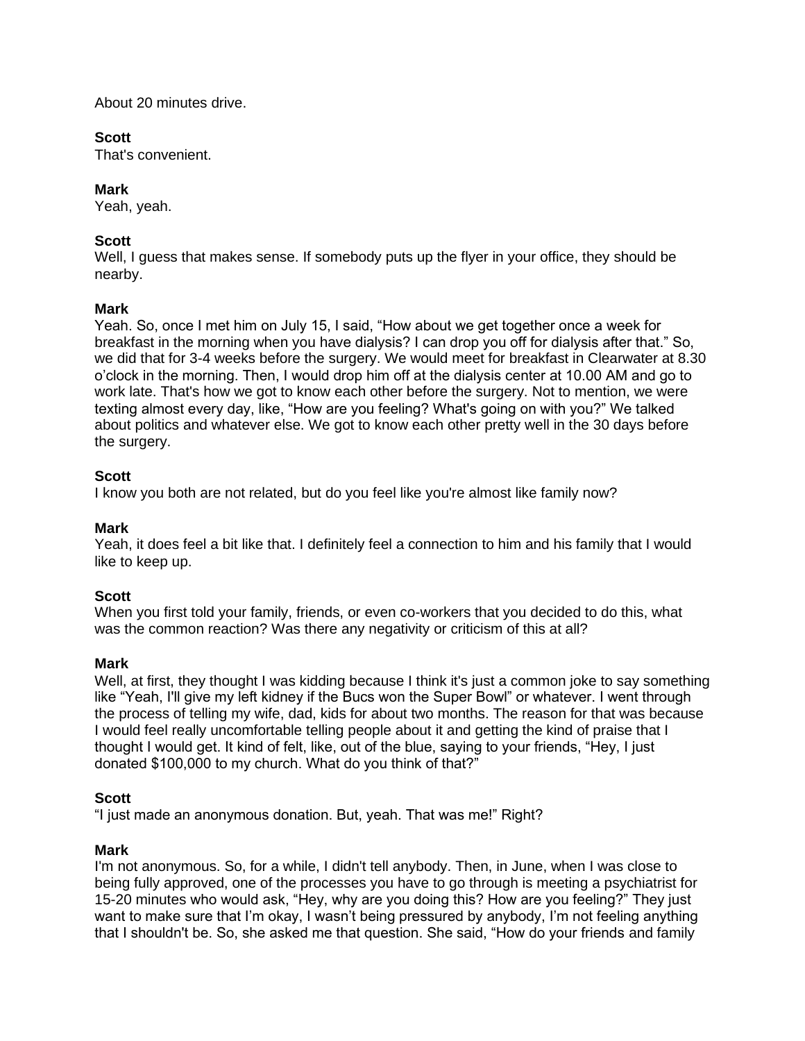About 20 minutes drive.

**Scott**
That's convenient.

**Mark**
Yeah, yeah.

**Scott**
Well, I guess that makes sense. If somebody puts up the flyer in your office, they should be nearby.

**Mark**
Yeah. So, once I met him on July 15, I said, "How about we get together once a week for breakfast in the morning when you have dialysis? I can drop you off for dialysis after that." So, we did that for 3-4 weeks before the surgery. We would meet for breakfast in Clearwater at 8.30 o'clock in the morning. Then, I would drop him off at the dialysis center at 10.00 AM and go to work late. That's how we got to know each other before the surgery. Not to mention, we were texting almost every day, like, "How are you feeling? What's going on with you?" We talked about politics and whatever else. We got to know each other pretty well in the 30 days before the surgery.

**Scott**
I know you both are not related, but do you feel like you're almost like family now?

**Mark**
Yeah, it does feel a bit like that. I definitely feel a connection to him and his family that I would like to keep up.

**Scott**
When you first told your family, friends, or even co-workers that you decided to do this, what was the common reaction? Was there any negativity or criticism of this at all?

**Mark**
Well, at first, they thought I was kidding because I think it's just a common joke to say something like "Yeah, I'll give my left kidney if the Bucs won the Super Bowl" or whatever. I went through the process of telling my wife, dad, kids for about two months. The reason for that was because I would feel really uncomfortable telling people about it and getting the kind of praise that I thought I would get. It kind of felt, like, out of the blue, saying to your friends, "Hey, I just donated $100,000 to my church. What do you think of that?"

**Scott**
"I just made an anonymous donation. But, yeah. That was me!" Right?

**Mark**
I'm not anonymous. So, for a while, I didn't tell anybody. Then, in June, when I was close to being fully approved, one of the processes you have to go through is meeting a psychiatrist for 15-20 minutes who would ask, "Hey, why are you doing this? How are you feeling?" They just want to make sure that I'm okay, I wasn't being pressured by anybody, I'm not feeling anything that I shouldn't be. So, she asked me that question. She said, "How do your friends and family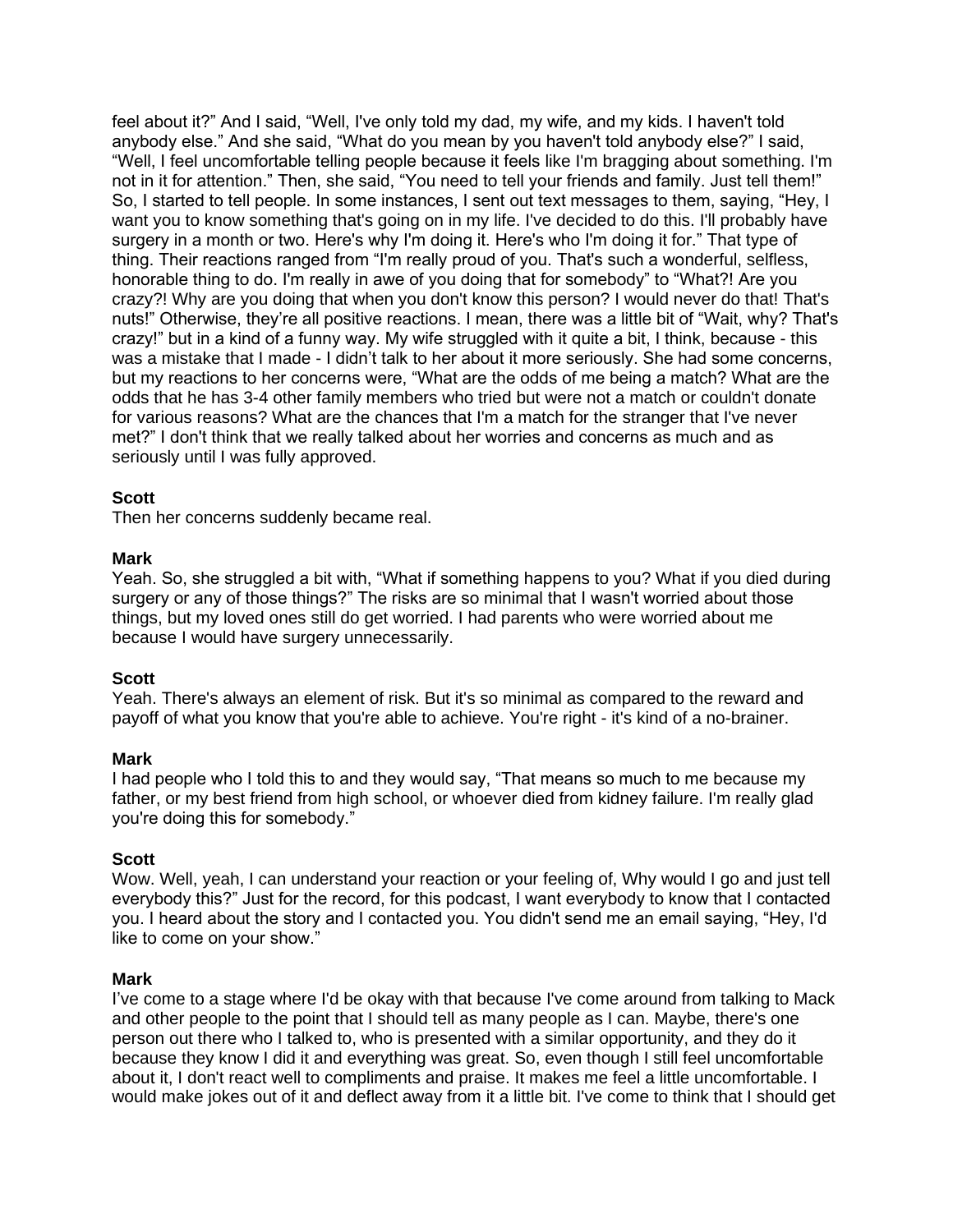feel about it?" And I said, "Well, I've only told my dad, my wife, and my kids. I haven't told anybody else." And she said, "What do you mean by you haven't told anybody else?" I said, "Well, I feel uncomfortable telling people because it feels like I'm bragging about something. I'm not in it for attention." Then, she said, "You need to tell your friends and family. Just tell them!" So, I started to tell people. In some instances, I sent out text messages to them, saying, "Hey, I want you to know something that's going on in my life. I've decided to do this. I'll probably have surgery in a month or two. Here's why I'm doing it. Here's who I'm doing it for." That type of thing. Their reactions ranged from "I'm really proud of you. That's such a wonderful, selfless, honorable thing to do. I'm really in awe of you doing that for somebody" to "What?! Are you crazy?! Why are you doing that when you don't know this person? I would never do that! That's nuts!" Otherwise, they're all positive reactions. I mean, there was a little bit of "Wait, why? That's crazy!" but in a kind of a funny way. My wife struggled with it quite a bit, I think, because - this was a mistake that I made - I didn't talk to her about it more seriously. She had some concerns, but my reactions to her concerns were, "What are the odds of me being a match? What are the odds that he has 3-4 other family members who tried but were not a match or couldn't donate for various reasons? What are the chances that I'm a match for the stranger that I've never met?" I don't think that we really talked about her worries and concerns as much and as seriously until I was fully approved.

**Scott**
Then her concerns suddenly became real.

**Mark**
Yeah. So, she struggled a bit with, "What if something happens to you? What if you died during surgery or any of those things?" The risks are so minimal that I wasn't worried about those things, but my loved ones still do get worried. I had parents who were worried about me because I would have surgery unnecessarily.

**Scott**
Yeah. There's always an element of risk. But it's so minimal as compared to the reward and payoff of what you know that you're able to achieve. You're right - it's kind of a no-brainer.

**Mark**
I had people who I told this to and they would say, "That means so much to me because my father, or my best friend from high school, or whoever died from kidney failure. I'm really glad you're doing this for somebody."

**Scott**
Wow. Well, yeah, I can understand your reaction or your feeling of, Why would I go and just tell everybody this?" Just for the record, for this podcast, I want everybody to know that I contacted you. I heard about the story and I contacted you. You didn't send me an email saying, "Hey, I'd like to come on your show."

**Mark**
I've come to a stage where I'd be okay with that because I've come around from talking to Mack and other people to the point that I should tell as many people as I can. Maybe, there's one person out there who I talked to, who is presented with a similar opportunity, and they do it because they know I did it and everything was great. So, even though I still feel uncomfortable about it, I don't react well to compliments and praise. It makes me feel a little uncomfortable. I would make jokes out of it and deflect away from it a little bit. I've come to think that I should get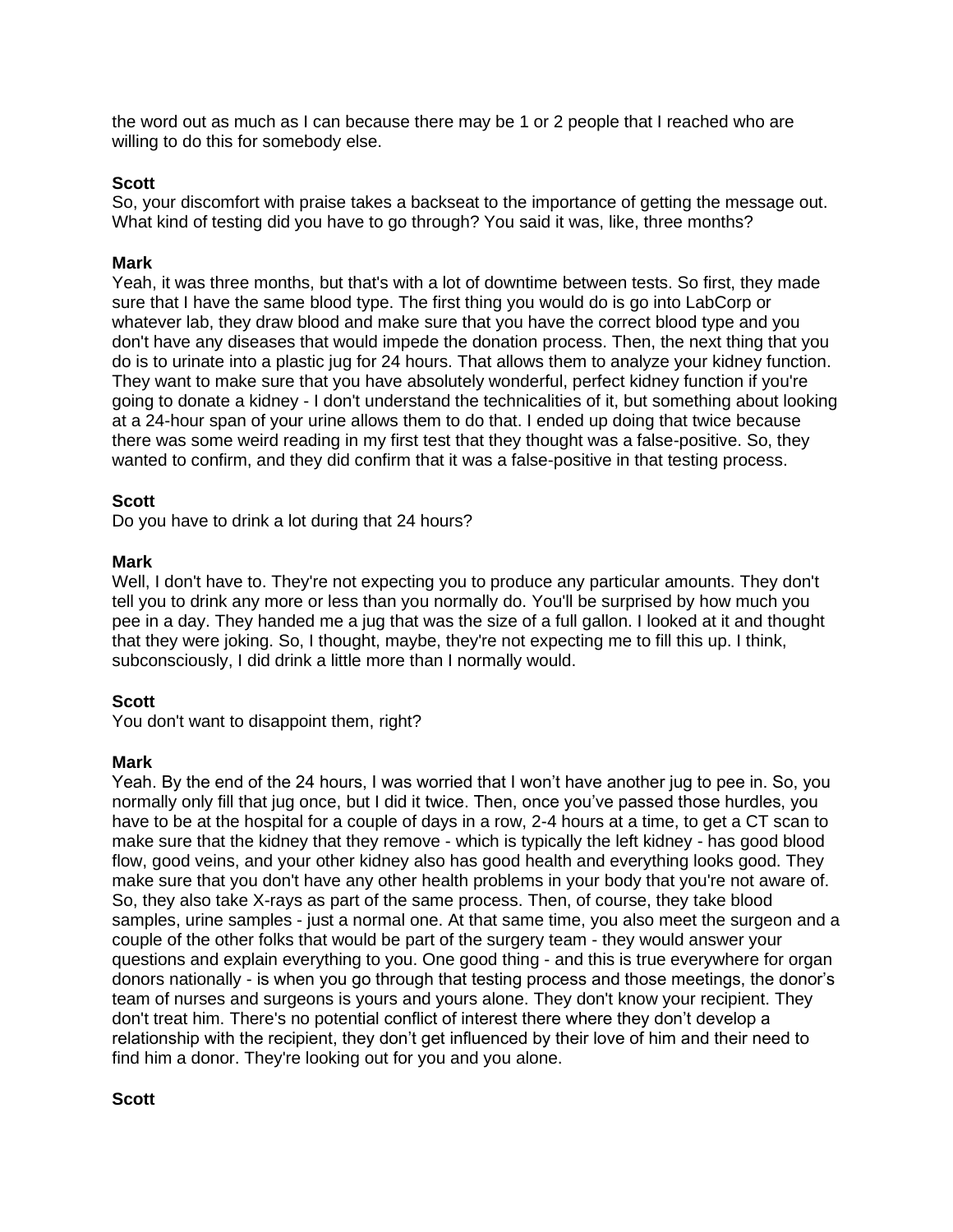the word out as much as I can because there may be 1 or 2 people that I reached who are willing to do this for somebody else.

**Scott**
So, your discomfort with praise takes a backseat to the importance of getting the message out. What kind of testing did you have to go through? You said it was, like, three months?

**Mark**
Yeah, it was three months, but that's with a lot of downtime between tests. So first, they made sure that I have the same blood type. The first thing you would do is go into LabCorp or whatever lab, they draw blood and make sure that you have the correct blood type and you don't have any diseases that would impede the donation process. Then, the next thing that you do is to urinate into a plastic jug for 24 hours. That allows them to analyze your kidney function. They want to make sure that you have absolutely wonderful, perfect kidney function if you're going to donate a kidney - I don't understand the technicalities of it, but something about looking at a 24-hour span of your urine allows them to do that. I ended up doing that twice because there was some weird reading in my first test that they thought was a false-positive. So, they wanted to confirm, and they did confirm that it was a false-positive in that testing process.

**Scott**
Do you have to drink a lot during that 24 hours?

**Mark**
Well, I don't have to. They're not expecting you to produce any particular amounts. They don't tell you to drink any more or less than you normally do. You'll be surprised by how much you pee in a day. They handed me a jug that was the size of a full gallon. I looked at it and thought that they were joking. So, I thought, maybe, they're not expecting me to fill this up. I think, subconsciously, I did drink a little more than I normally would.

**Scott**
You don't want to disappoint them, right?

**Mark**
Yeah. By the end of the 24 hours, I was worried that I won't have another jug to pee in. So, you normally only fill that jug once, but I did it twice. Then, once you've passed those hurdles, you have to be at the hospital for a couple of days in a row, 2-4 hours at a time, to get a CT scan to make sure that the kidney that they remove - which is typically the left kidney - has good blood flow, good veins, and your other kidney also has good health and everything looks good. They make sure that you don't have any other health problems in your body that you're not aware of. So, they also take X-rays as part of the same process. Then, of course, they take blood samples, urine samples - just a normal one. At that same time, you also meet the surgeon and a couple of the other folks that would be part of the surgery team - they would answer your questions and explain everything to you. One good thing - and this is true everywhere for organ donors nationally - is when you go through that testing process and those meetings, the donor's team of nurses and surgeons is yours and yours alone. They don't know your recipient. They don't treat him. There's no potential conflict of interest there where they don't develop a relationship with the recipient, they don't get influenced by their love of him and their need to find him a donor. They're looking out for you and you alone.

**Scott**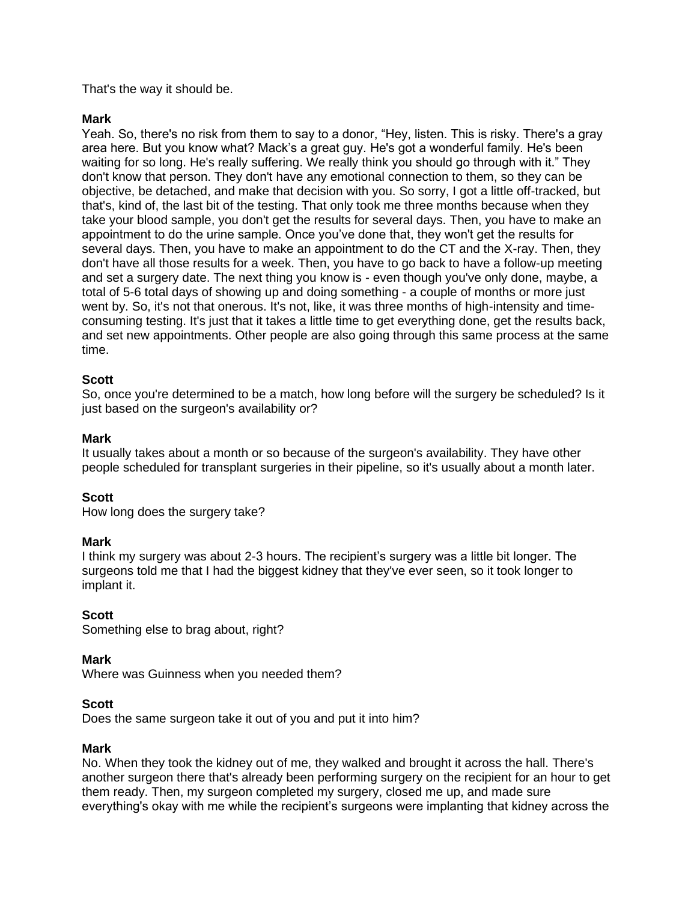That's the way it should be.

**Mark**
Yeah. So, there's no risk from them to say to a donor, "Hey, listen. This is risky. There's a gray area here. But you know what? Mack's a great guy. He's got a wonderful family. He's been waiting for so long. He's really suffering. We really think you should go through with it." They don't know that person. They don't have any emotional connection to them, so they can be objective, be detached, and make that decision with you. So sorry, I got a little off-tracked, but that's, kind of, the last bit of the testing. That only took me three months because when they take your blood sample, you don't get the results for several days. Then, you have to make an appointment to do the urine sample. Once you've done that, they won't get the results for several days. Then, you have to make an appointment to do the CT and the X-ray. Then, they don't have all those results for a week. Then, you have to go back to have a follow-up meeting and set a surgery date. The next thing you know is - even though you've only done, maybe, a total of 5-6 total days of showing up and doing something - a couple of months or more just went by. So, it's not that onerous. It's not, like, it was three months of high-intensity and time-consuming testing. It's just that it takes a little time to get everything done, get the results back, and set new appointments. Other people are also going through this same process at the same time.

**Scott**
So, once you're determined to be a match, how long before will the surgery be scheduled? Is it just based on the surgeon's availability or?

**Mark**
It usually takes about a month or so because of the surgeon's availability. They have other people scheduled for transplant surgeries in their pipeline, so it's usually about a month later.

**Scott**
How long does the surgery take?

**Mark**
I think my surgery was about 2-3 hours. The recipient's surgery was a little bit longer. The surgeons told me that I had the biggest kidney that they've ever seen, so it took longer to implant it.

**Scott**
Something else to brag about, right?

**Mark**
Where was Guinness when you needed them?

**Scott**
Does the same surgeon take it out of you and put it into him?

**Mark**
No. When they took the kidney out of me, they walked and brought it across the hall. There's another surgeon there that's already been performing surgery on the recipient for an hour to get them ready. Then, my surgeon completed my surgery, closed me up, and made sure everything's okay with me while the recipient's surgeons were implanting that kidney across the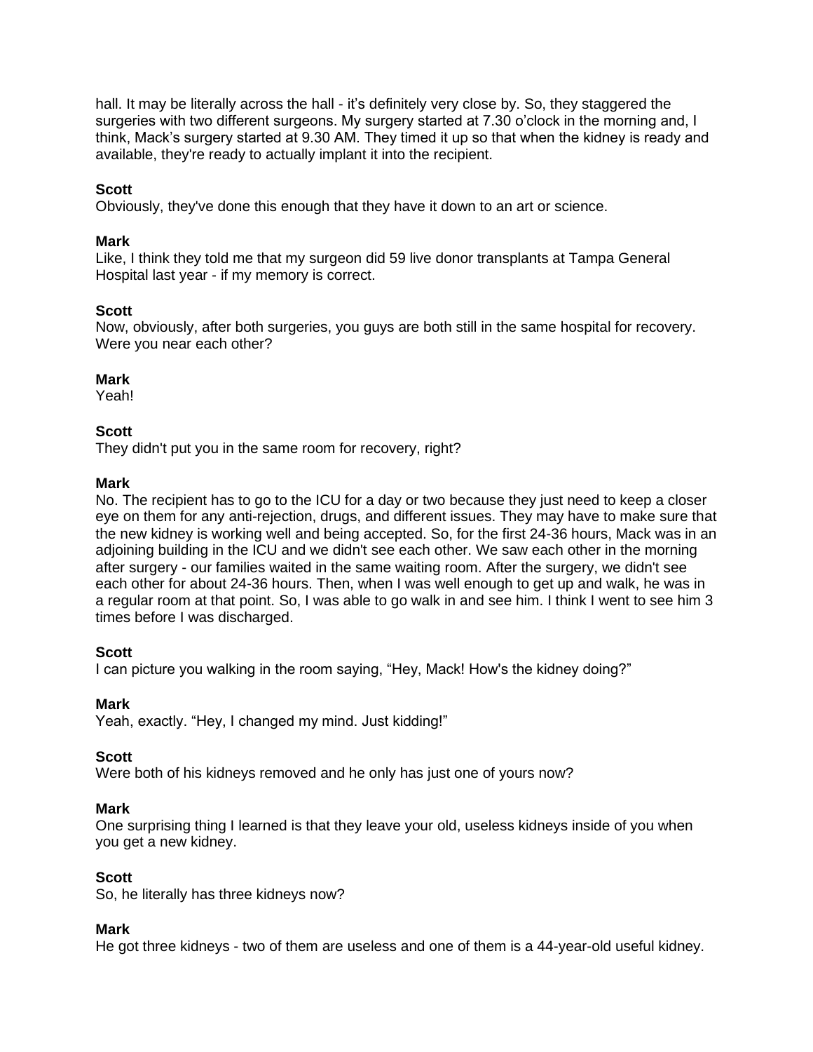hall. It may be literally across the hall - it's definitely very close by. So, they staggered the surgeries with two different surgeons. My surgery started at 7.30 o'clock in the morning and, I think, Mack's surgery started at 9.30 AM. They timed it up so that when the kidney is ready and available, they're ready to actually implant it into the recipient.

**Scott**
Obviously, they've done this enough that they have it down to an art or science.

**Mark**
Like, I think they told me that my surgeon did 59 live donor transplants at Tampa General Hospital last year - if my memory is correct.

**Scott**
Now, obviously, after both surgeries, you guys are both still in the same hospital for recovery. Were you near each other?

**Mark**
Yeah!

**Scott**
They didn't put you in the same room for recovery, right?

**Mark**
No. The recipient has to go to the ICU for a day or two because they just need to keep a closer eye on them for any anti-rejection, drugs, and different issues. They may have to make sure that the new kidney is working well and being accepted. So, for the first 24-36 hours, Mack was in an adjoining building in the ICU and we didn't see each other. We saw each other in the morning after surgery - our families waited in the same waiting room. After the surgery, we didn't see each other for about 24-36 hours. Then, when I was well enough to get up and walk, he was in a regular room at that point. So, I was able to go walk in and see him. I think I went to see him 3 times before I was discharged.

**Scott**
I can picture you walking in the room saying, "Hey, Mack! How's the kidney doing?"

**Mark**
Yeah, exactly. "Hey, I changed my mind. Just kidding!"

**Scott**
Were both of his kidneys removed and he only has just one of yours now?

**Mark**
One surprising thing I learned is that they leave your old, useless kidneys inside of you when you get a new kidney.

**Scott**
So, he literally has three kidneys now?

**Mark**
He got three kidneys - two of them are useless and one of them is a 44-year-old useful kidney.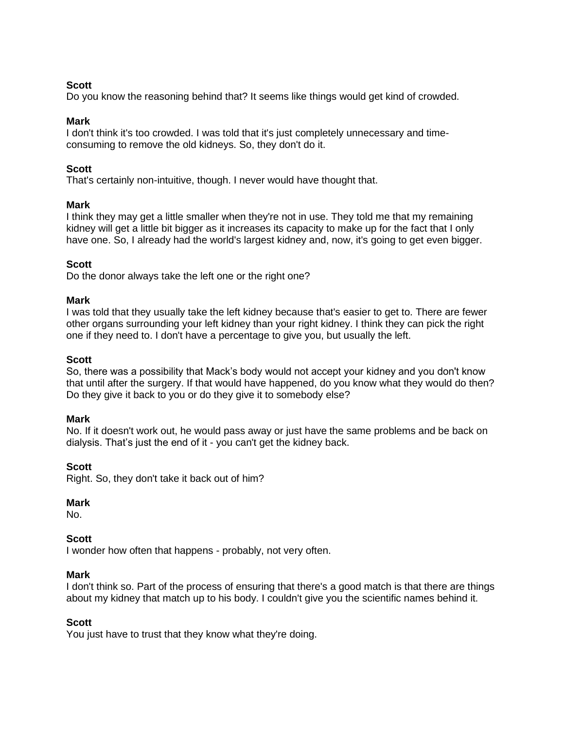**Scott**
Do you know the reasoning behind that? It seems like things would get kind of crowded.

**Mark**
I don't think it's too crowded. I was told that it's just completely unnecessary and time-consuming to remove the old kidneys. So, they don't do it.

**Scott**
That's certainly non-intuitive, though. I never would have thought that.

**Mark**
I think they may get a little smaller when they're not in use. They told me that my remaining kidney will get a little bit bigger as it increases its capacity to make up for the fact that I only have one. So, I already had the world's largest kidney and, now, it's going to get even bigger.

**Scott**
Do the donor always take the left one or the right one?

**Mark**
I was told that they usually take the left kidney because that's easier to get to. There are fewer other organs surrounding your left kidney than your right kidney. I think they can pick the right one if they need to. I don't have a percentage to give you, but usually the left.

**Scott**
So, there was a possibility that Mack's body would not accept your kidney and you don't know that until after the surgery. If that would have happened, do you know what they would do then? Do they give it back to you or do they give it to somebody else?

**Mark**
No. If it doesn't work out, he would pass away or just have the same problems and be back on dialysis. That's just the end of it - you can't get the kidney back.

**Scott**
Right. So, they don't take it back out of him?

**Mark**
No.

**Scott**
I wonder how often that happens - probably, not very often.

**Mark**
I don't think so. Part of the process of ensuring that there's a good match is that there are things about my kidney that match up to his body. I couldn't give you the scientific names behind it.

**Scott**
You just have to trust that they know what they're doing.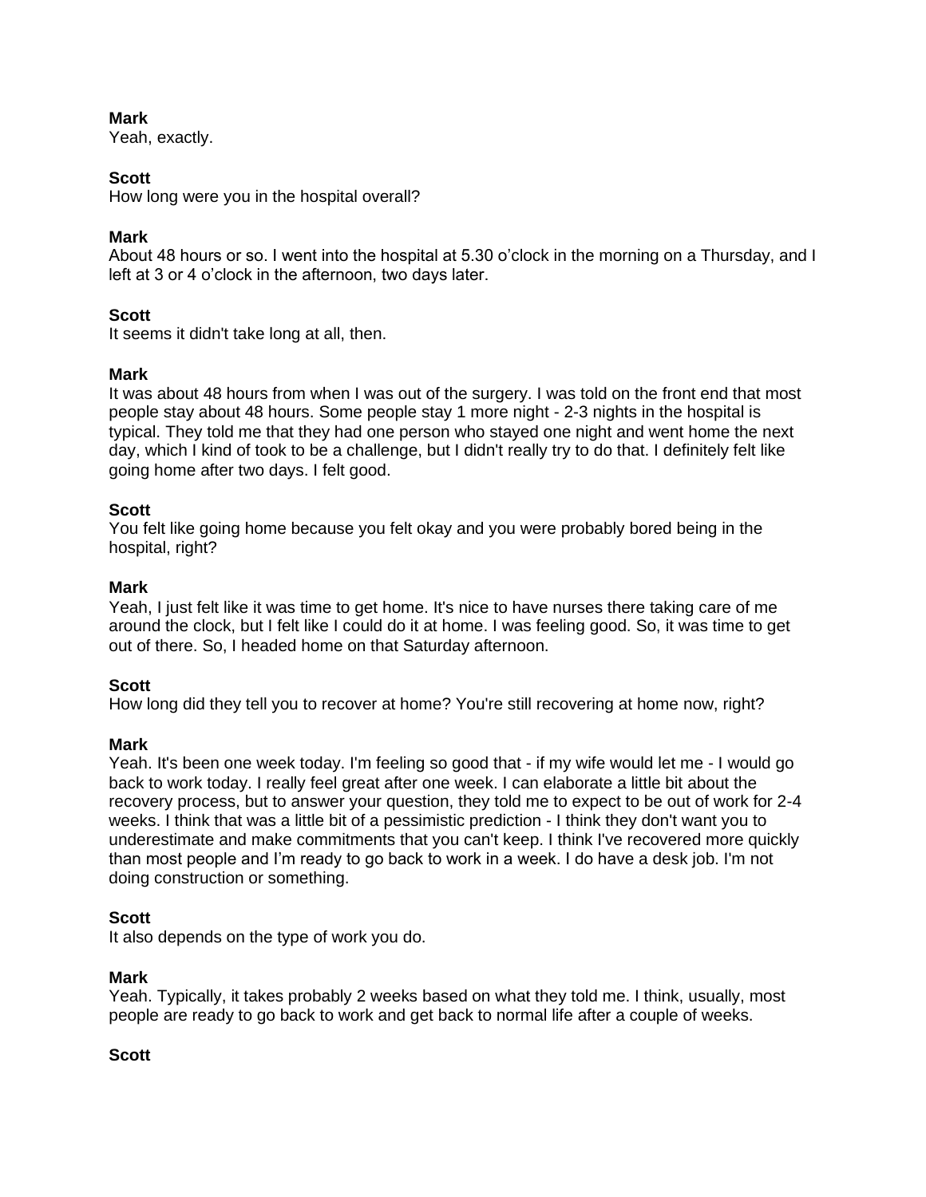**Mark**
Yeah, exactly.

**Scott**
How long were you in the hospital overall?

**Mark**
About 48 hours or so. I went into the hospital at 5.30 o'clock in the morning on a Thursday, and I left at 3 or 4 o'clock in the afternoon, two days later.

**Scott**
It seems it didn't take long at all, then.

**Mark**
It was about 48 hours from when I was out of the surgery. I was told on the front end that most people stay about 48 hours. Some people stay 1 more night - 2-3 nights in the hospital is typical. They told me that they had one person who stayed one night and went home the next day, which I kind of took to be a challenge, but I didn't really try to do that. I definitely felt like going home after two days. I felt good.

**Scott**
You felt like going home because you felt okay and you were probably bored being in the hospital, right?

**Mark**
Yeah, I just felt like it was time to get home. It's nice to have nurses there taking care of me around the clock, but I felt like I could do it at home. I was feeling good. So, it was time to get out of there. So, I headed home on that Saturday afternoon.

**Scott**
How long did they tell you to recover at home? You're still recovering at home now, right?

**Mark**
Yeah. It's been one week today. I'm feeling so good that - if my wife would let me - I would go back to work today. I really feel great after one week. I can elaborate a little bit about the recovery process, but to answer your question, they told me to expect to be out of work for 2-4 weeks. I think that was a little bit of a pessimistic prediction - I think they don't want you to underestimate and make commitments that you can't keep. I think I've recovered more quickly than most people and I'm ready to go back to work in a week. I do have a desk job. I'm not doing construction or something.

**Scott**
It also depends on the type of work you do.

**Mark**
Yeah. Typically, it takes probably 2 weeks based on what they told me. I think, usually, most people are ready to go back to work and get back to normal life after a couple of weeks.

**Scott**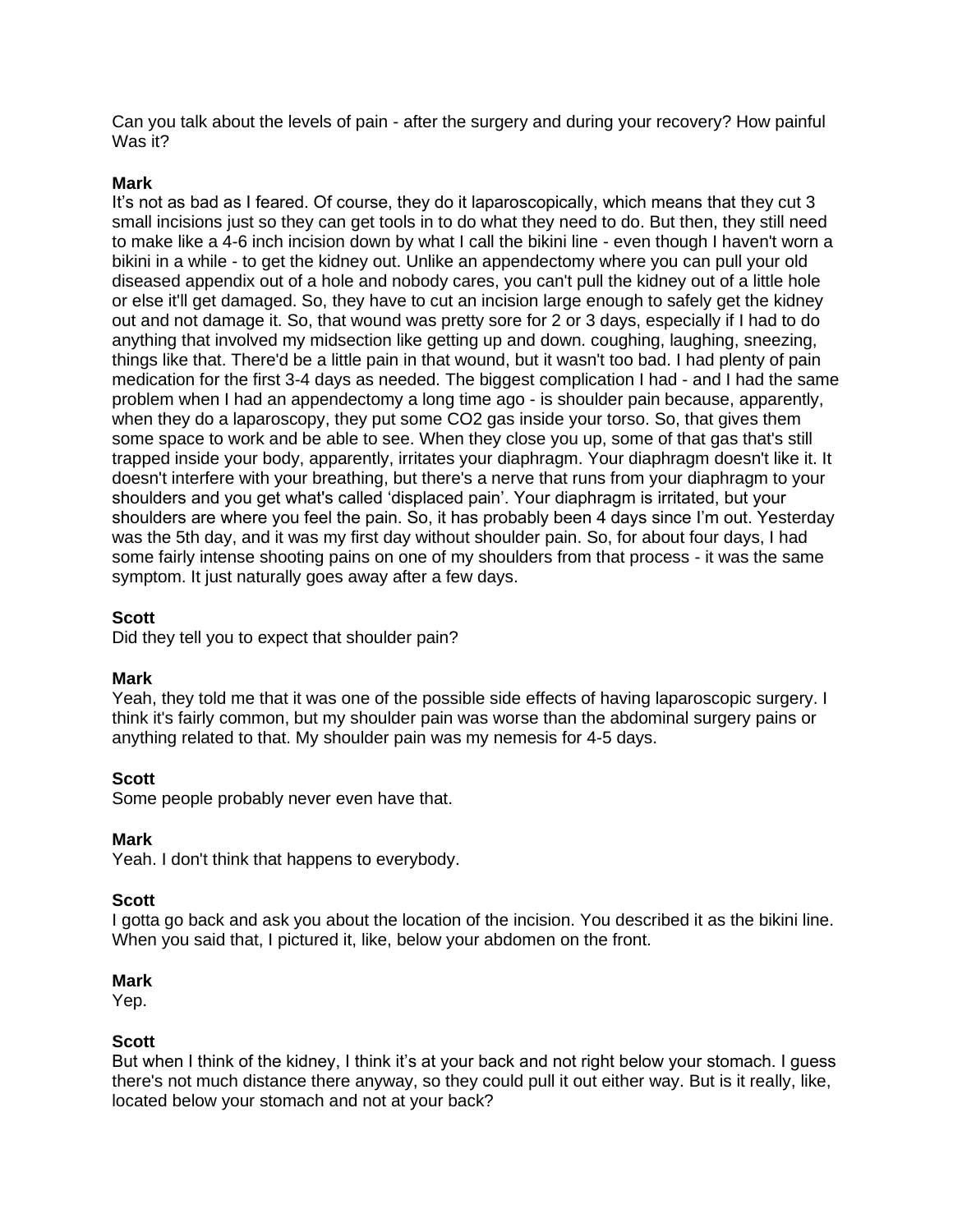Can you talk about the levels of pain - after the surgery and during your recovery? How painful Was it?

**Mark**
It's not as bad as I feared. Of course, they do it laparoscopically, which means that they cut 3 small incisions just so they can get tools in to do what they need to do. But then, they still need to make like a 4-6 inch incision down by what I call the bikini line - even though I haven't worn a bikini in a while - to get the kidney out. Unlike an appendectomy where you can pull your old diseased appendix out of a hole and nobody cares, you can't pull the kidney out of a little hole or else it'll get damaged. So, they have to cut an incision large enough to safely get the kidney out and not damage it. So, that wound was pretty sore for 2 or 3 days, especially if I had to do anything that involved my midsection like getting up and down. coughing, laughing, sneezing, things like that. There'd be a little pain in that wound, but it wasn't too bad. I had plenty of pain medication for the first 3-4 days as needed. The biggest complication I had - and I had the same problem when I had an appendectomy a long time ago - is shoulder pain because, apparently, when they do a laparoscopy, they put some $CO_2$ gas inside your torso. So, that gives them some space to work and be able to see. When they close you up, some of that gas that's still trapped inside your body, apparently, irritates your diaphragm. Your diaphragm doesn't like it. It doesn't interfere with your breathing, but there's a nerve that runs from your diaphragm to your shoulders and you get what's called 'displaced pain'. Your diaphragm is irritated, but your shoulders are where you feel the pain. So, it has probably been 4 days since I'm out. Yesterday was the 5th day, and it was my first day without shoulder pain. So, for about four days, I had some fairly intense shooting pains on one of my shoulders from that process - it was the same symptom. It just naturally goes away after a few days.

**Scott**
Did they tell you to expect that shoulder pain?

**Mark**
Yeah, they told me that it was one of the possible side effects of having laparoscopic surgery. I think it's fairly common, but my shoulder pain was worse than the abdominal surgery pains or anything related to that. My shoulder pain was my nemesis for 4-5 days.

**Scott**
Some people probably never even have that.

**Mark**
Yeah. I don't think that happens to everybody.

**Scott**
I gotta go back and ask you about the location of the incision. You described it as the bikini line. When you said that, I pictured it, like, below your abdomen on the front.

**Mark**
Yep.

**Scott**
But when I think of the kidney, I think it's at your back and not right below your stomach. I guess there's not much distance there anyway, so they could pull it out either way. But is it really, like, located below your stomach and not at your back?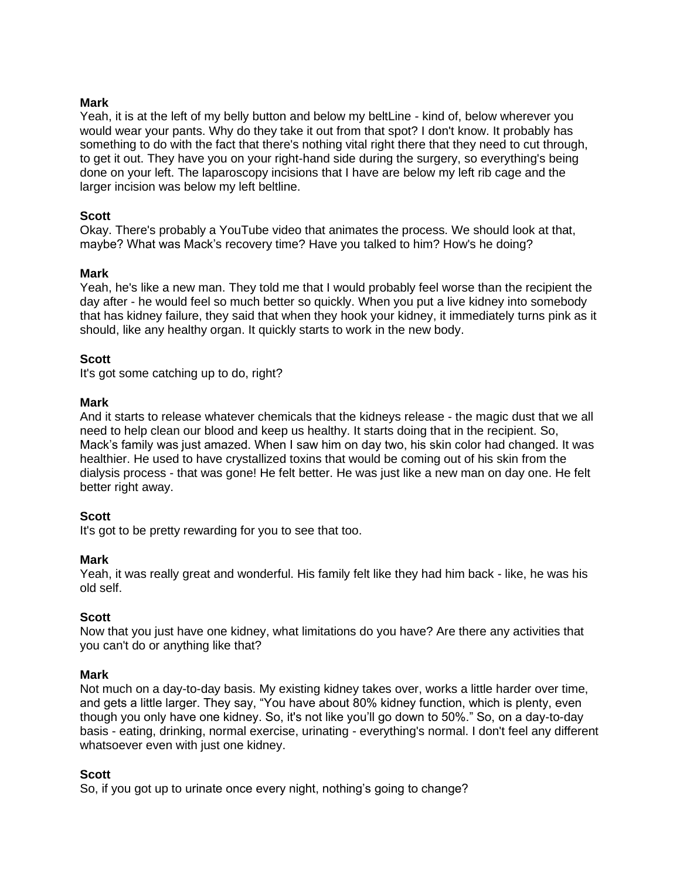**Mark**
Yeah, it is at the left of my belly button and below my beltLine - kind of, below wherever you would wear your pants. Why do they take it out from that spot? I don't know. It probably has something to do with the fact that there's nothing vital right there that they need to cut through, to get it out. They have you on your right-hand side during the surgery, so everything's being done on your left. The laparoscopy incisions that I have are below my left rib cage and the larger incision was below my left beltline.

**Scott**
Okay. There's probably a YouTube video that animates the process. We should look at that, maybe? What was Mack's recovery time? Have you talked to him? How's he doing?

**Mark**
Yeah, he's like a new man. They told me that I would probably feel worse than the recipient the day after - he would feel so much better so quickly. When you put a live kidney into somebody that has kidney failure, they said that when they hook your kidney, it immediately turns pink as it should, like any healthy organ. It quickly starts to work in the new body.

**Scott**
It's got some catching up to do, right?

**Mark**
And it starts to release whatever chemicals that the kidneys release - the magic dust that we all need to help clean our blood and keep us healthy. It starts doing that in the recipient. So, Mack's family was just amazed. When I saw him on day two, his skin color had changed. It was healthier. He used to have crystallized toxins that would be coming out of his skin from the dialysis process - that was gone! He felt better. He was just like a new man on day one. He felt better right away.

**Scott**
It's got to be pretty rewarding for you to see that too.

**Mark**
Yeah, it was really great and wonderful. His family felt like they had him back - like, he was his old self.

**Scott**
Now that you just have one kidney, what limitations do you have? Are there any activities that you can't do or anything like that?

**Mark**
Not much on a day-to-day basis. My existing kidney takes over, works a little harder over time, and gets a little larger. They say, "You have about 80% kidney function, which is plenty, even though you only have one kidney. So, it's not like you'll go down to 50%." So, on a day-to-day basis - eating, drinking, normal exercise, urinating - everything's normal. I don't feel any different whatsoever even with just one kidney.

**Scott**
So, if you got up to urinate once every night, nothing's going to change?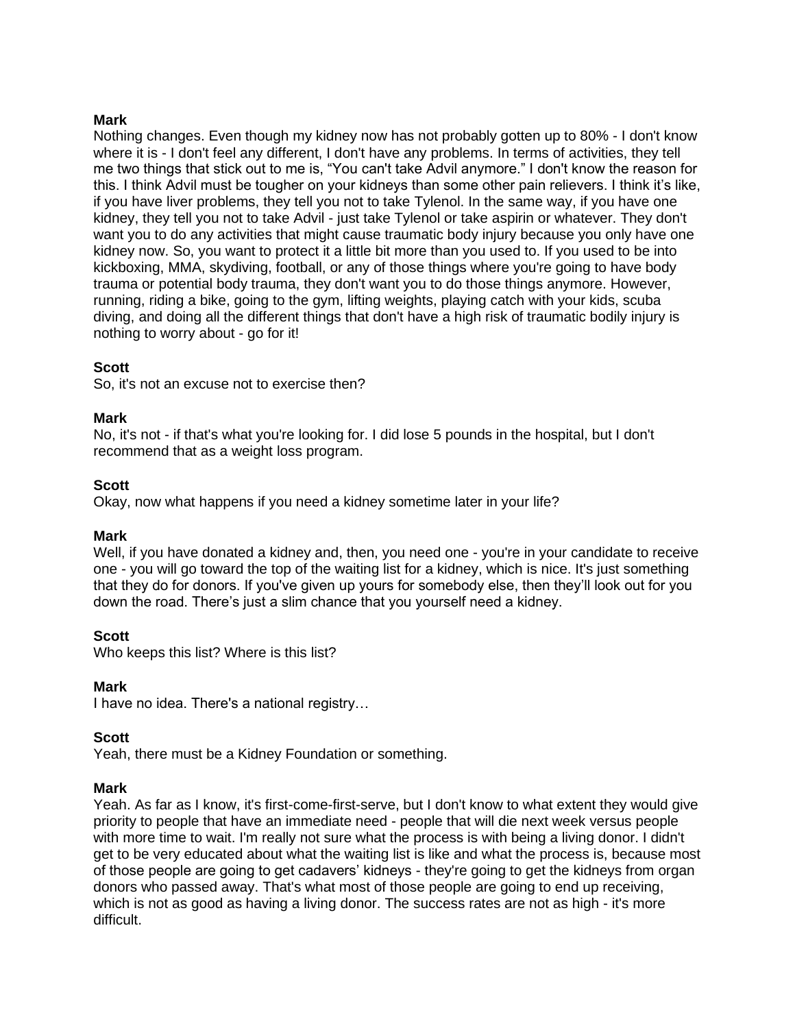**Mark**
Nothing changes. Even though my kidney now has not probably gotten up to 80% - I don't know where it is - I don't feel any different, I don't have any problems. In terms of activities, they tell me two things that stick out to me is, "You can't take Advil anymore." I don't know the reason for this. I think Advil must be tougher on your kidneys than some other pain relievers. I think it's like, if you have liver problems, they tell you not to take Tylenol. In the same way, if you have one kidney, they tell you not to take Advil - just take Tylenol or take aspirin or whatever. They don't want you to do any activities that might cause traumatic body injury because you only have one kidney now. So, you want to protect it a little bit more than you used to. If you used to be into kickboxing, MMA, skydiving, football, or any of those things where you're going to have body trauma or potential body trauma, they don't want you to do those things anymore. However, running, riding a bike, going to the gym, lifting weights, playing catch with your kids, scuba diving, and doing all the different things that don't have a high risk of traumatic bodily injury is nothing to worry about - go for it!

**Scott**
So, it's not an excuse not to exercise then?

**Mark**
No, it's not - if that's what you're looking for. I did lose 5 pounds in the hospital, but I don't recommend that as a weight loss program.

**Scott**
Okay, now what happens if you need a kidney sometime later in your life?

**Mark**
Well, if you have donated a kidney and, then, you need one - you're in your candidate to receive one - you will go toward the top of the waiting list for a kidney, which is nice. It's just something that they do for donors. If you've given up yours for somebody else, then they'll look out for you down the road. There's just a slim chance that you yourself need a kidney.

**Scott**
Who keeps this list? Where is this list?

**Mark**
I have no idea. There's a national registry…

**Scott**
Yeah, there must be a Kidney Foundation or something.

**Mark**
Yeah. As far as I know, it's first-come-first-serve, but I don't know to what extent they would give priority to people that have an immediate need - people that will die next week versus people with more time to wait. I'm really not sure what the process is with being a living donor. I didn't get to be very educated about what the waiting list is like and what the process is, because most of those people are going to get cadavers' kidneys - they're going to get the kidneys from organ donors who passed away. That's what most of those people are going to end up receiving, which is not as good as having a living donor. The success rates are not as high - it's more difficult.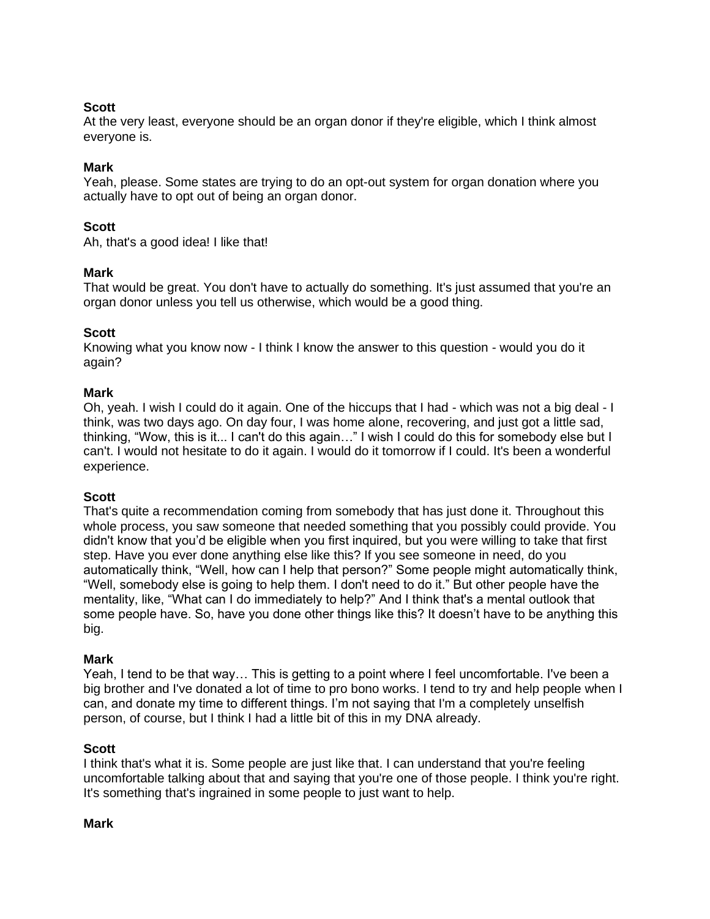**Scott**
At the very least, everyone should be an organ donor if they're eligible, which I think almost everyone is.

**Mark**
Yeah, please. Some states are trying to do an opt-out system for organ donation where you actually have to opt out of being an organ donor.

**Scott**
Ah, that's a good idea! I like that!

**Mark**
That would be great. You don't have to actually do something. It's just assumed that you're an organ donor unless you tell us otherwise, which would be a good thing.

**Scott**
Knowing what you know now - I think I know the answer to this question - would you do it again?

**Mark**
Oh, yeah. I wish I could do it again. One of the hiccups that I had - which was not a big deal - I think, was two days ago. On day four, I was home alone, recovering, and just got a little sad, thinking, "Wow, this is it... I can't do this again…" I wish I could do this for somebody else but I can't. I would not hesitate to do it again. I would do it tomorrow if I could. It's been a wonderful experience.

**Scott**
That's quite a recommendation coming from somebody that has just done it. Throughout this whole process, you saw someone that needed something that you possibly could provide. You didn't know that you'd be eligible when you first inquired, but you were willing to take that first step. Have you ever done anything else like this? If you see someone in need, do you automatically think, "Well, how can I help that person?" Some people might automatically think, "Well, somebody else is going to help them. I don't need to do it." But other people have the mentality, like, "What can I do immediately to help?" And I think that's a mental outlook that some people have. So, have you done other things like this? It doesn't have to be anything this big.

**Mark**
Yeah, I tend to be that way… This is getting to a point where I feel uncomfortable. I've been a big brother and I've donated a lot of time to pro bono works. I tend to try and help people when I can, and donate my time to different things. I'm not saying that I'm a completely unselfish person, of course, but I think I had a little bit of this in my DNA already.

**Scott**
I think that's what it is. Some people are just like that. I can understand that you're feeling uncomfortable talking about that and saying that you're one of those people. I think you're right. It's something that's ingrained in some people to just want to help.

**Mark**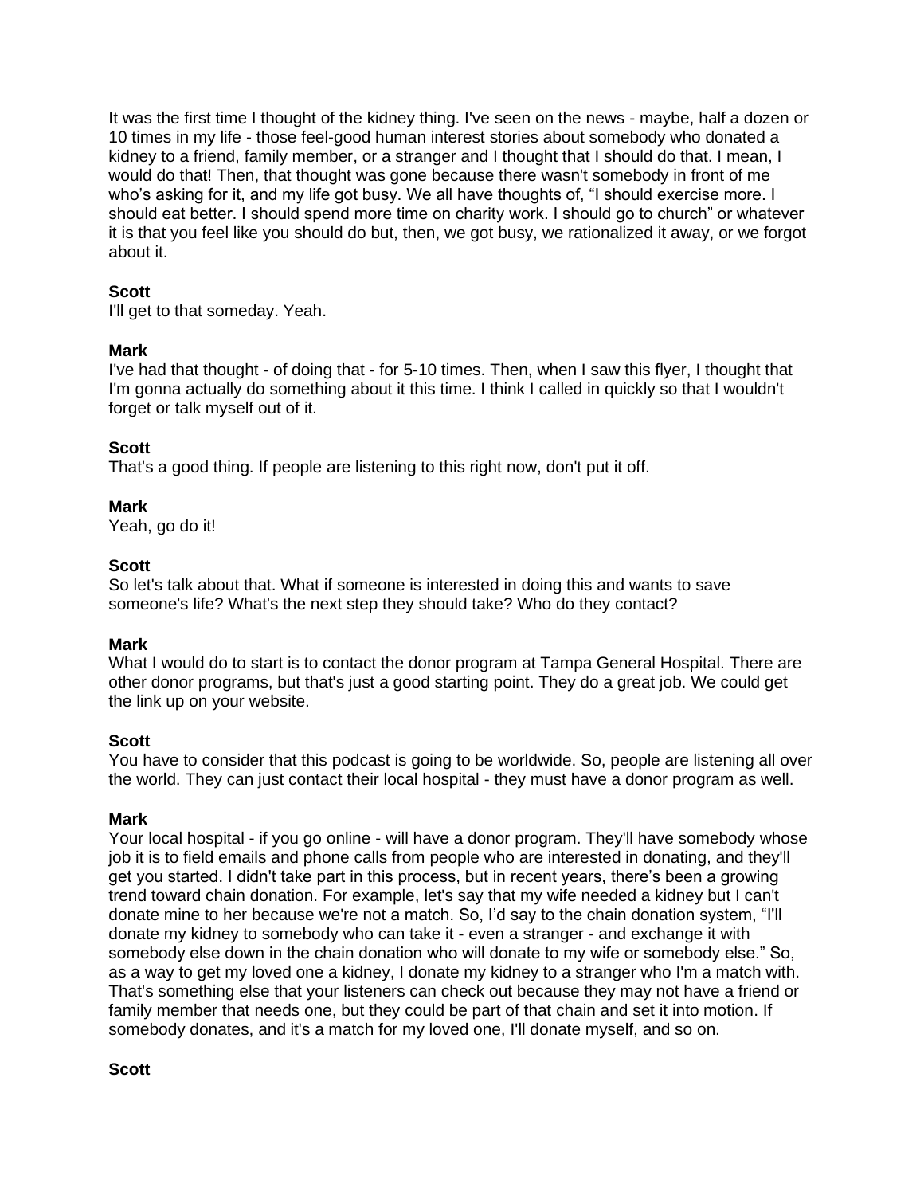It was the first time I thought of the kidney thing. I've seen on the news - maybe, half a dozen or 10 times in my life - those feel-good human interest stories about somebody who donated a kidney to a friend, family member, or a stranger and I thought that I should do that. I mean, I would do that! Then, that thought was gone because there wasn't somebody in front of me who's asking for it, and my life got busy. We all have thoughts of, "I should exercise more. I should eat better. I should spend more time on charity work. I should go to church" or whatever it is that you feel like you should do but, then, we got busy, we rationalized it away, or we forgot about it.

**Scott**
I'll get to that someday. Yeah.

**Mark**
I've had that thought - of doing that - for 5-10 times. Then, when I saw this flyer, I thought that I'm gonna actually do something about it this time. I think I called in quickly so that I wouldn't forget or talk myself out of it.

**Scott**
That's a good thing. If people are listening to this right now, don't put it off.

**Mark**
Yeah, go do it!

**Scott**
So let's talk about that. What if someone is interested in doing this and wants to save someone's life? What's the next step they should take? Who do they contact?

**Mark**
What I would do to start is to contact the donor program at Tampa General Hospital. There are other donor programs, but that's just a good starting point. They do a great job. We could get the link up on your website.

**Scott**
You have to consider that this podcast is going to be worldwide. So, people are listening all over the world. They can just contact their local hospital - they must have a donor program as well.

**Mark**
Your local hospital - if you go online - will have a donor program. They'll have somebody whose job it is to field emails and phone calls from people who are interested in donating, and they'll get you started. I didn't take part in this process, but in recent years, there's been a growing trend toward chain donation. For example, let's say that my wife needed a kidney but I can't donate mine to her because we're not a match. So, I'd say to the chain donation system, "I'll donate my kidney to somebody who can take it - even a stranger - and exchange it with somebody else down in the chain donation who will donate to my wife or somebody else." So, as a way to get my loved one a kidney, I donate my kidney to a stranger who I'm a match with. That's something else that your listeners can check out because they may not have a friend or family member that needs one, but they could be part of that chain and set it into motion. If somebody donates, and it's a match for my loved one, I'll donate myself, and so on.

**Scott**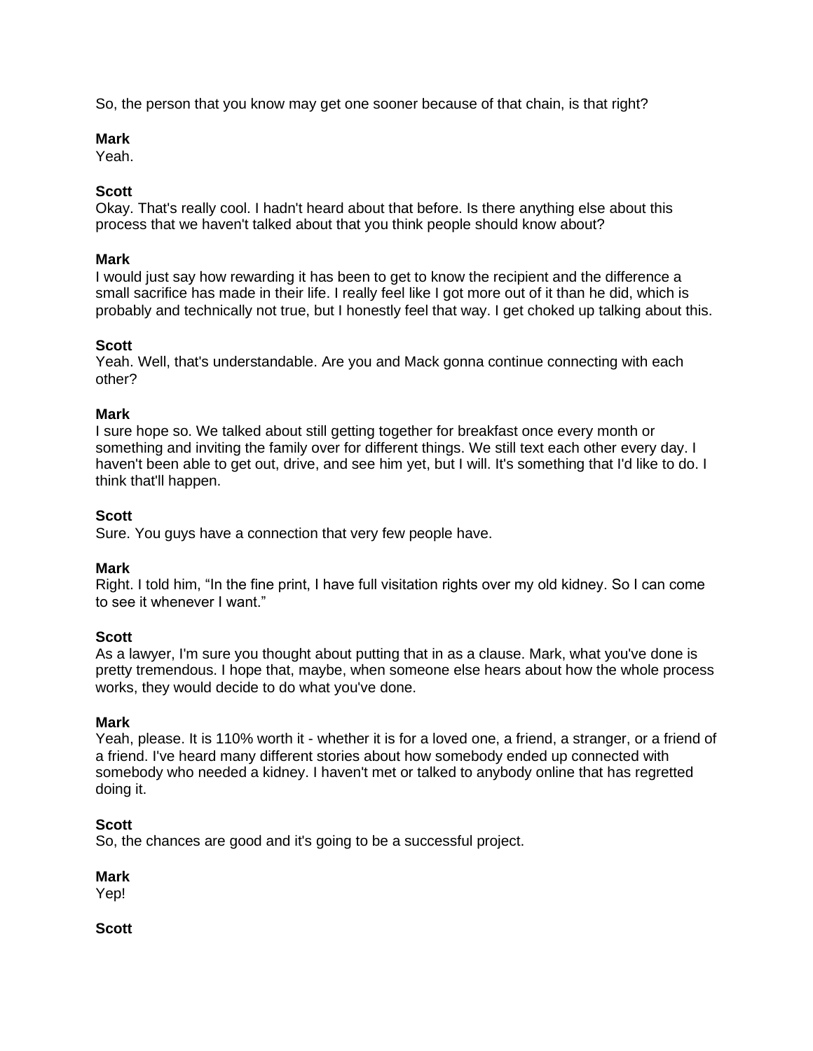So, the person that you know may get one sooner because of that chain, is that right?

**Mark**
Yeah.

**Scott**
Okay. That's really cool. I hadn't heard about that before. Is there anything else about this process that we haven't talked about that you think people should know about?

**Mark**
I would just say how rewarding it has been to get to know the recipient and the difference a small sacrifice has made in their life. I really feel like I got more out of it than he did, which is probably and technically not true, but I honestly feel that way. I get choked up talking about this.

**Scott**
Yeah. Well, that's understandable. Are you and Mack gonna continue connecting with each other?

**Mark**
I sure hope so. We talked about still getting together for breakfast once every month or something and inviting the family over for different things. We still text each other every day. I haven't been able to get out, drive, and see him yet, but I will. It's something that I'd like to do. I think that'll happen.

**Scott**
Sure. You guys have a connection that very few people have.

**Mark**
Right. I told him, "In the fine print, I have full visitation rights over my old kidney. So I can come to see it whenever I want."

**Scott**
As a lawyer, I'm sure you thought about putting that in as a clause. Mark, what you've done is pretty tremendous. I hope that, maybe, when someone else hears about how the whole process works, they would decide to do what you've done.

**Mark**
Yeah, please. It is 110% worth it - whether it is for a loved one, a friend, a stranger, or a friend of a friend. I've heard many different stories about how somebody ended up connected with somebody who needed a kidney. I haven't met or talked to anybody online that has regretted doing it.

**Scott**
So, the chances are good and it's going to be a successful project.

**Mark**
Yep!

**Scott**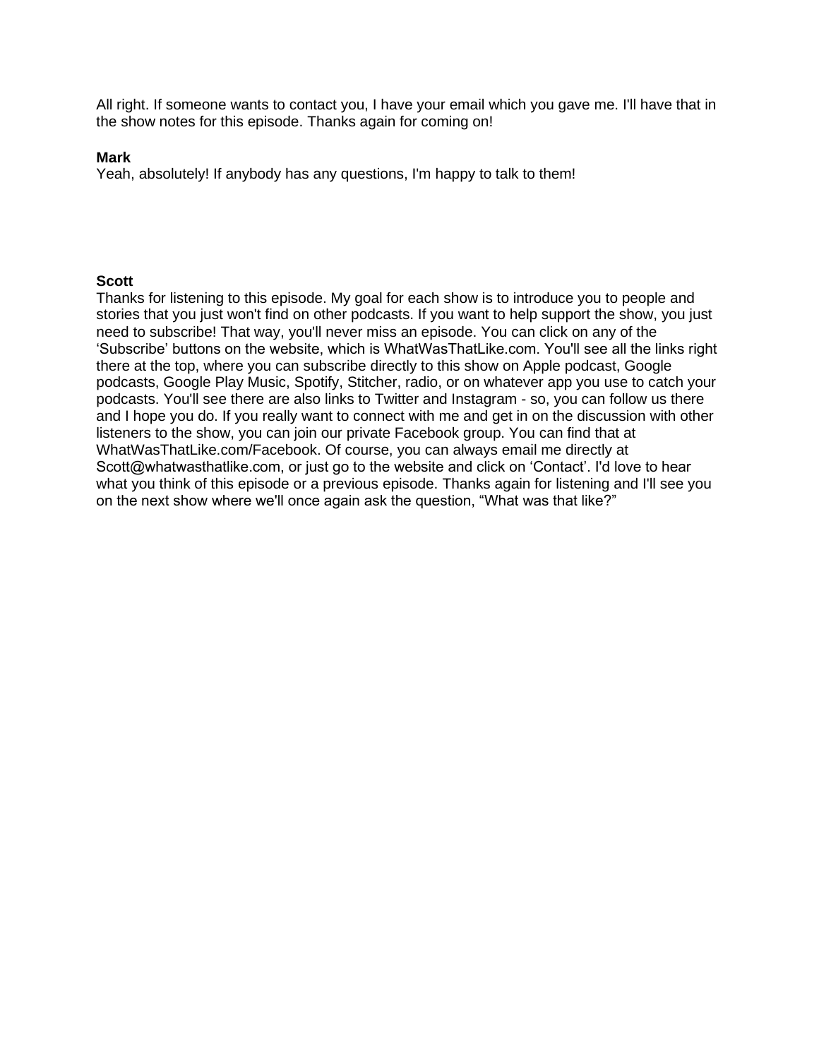All right. If someone wants to contact you, I have your email which you gave me. I'll have that in the show notes for this episode. Thanks again for coming on!

**Mark**
Yeah, absolutely! If anybody has any questions, I'm happy to talk to them!

**Scott**
Thanks for listening to this episode. My goal for each show is to introduce you to people and stories that you just won't find on other podcasts. If you want to help support the show, you just need to subscribe! That way, you'll never miss an episode. You can click on any of the 'Subscribe' buttons on the website, which is WhatWasThatLike.com. You'll see all the links right there at the top, where you can subscribe directly to this show on Apple podcast, Google podcasts, Google Play Music, Spotify, Stitcher, radio, or on whatever app you use to catch your podcasts. You'll see there are also links to Twitter and Instagram - so, you can follow us there and I hope you do. If you really want to connect with me and get in on the discussion with other listeners to the show, you can join our private Facebook group. You can find that at WhatWasThatLike.com/Facebook. Of course, you can always email me directly at Scott@whatwasthatlike.com, or just go to the website and click on 'Contact'. I'd love to hear what you think of this episode or a previous episode. Thanks again for listening and I'll see you on the next show where we'll once again ask the question, "What was that like?"